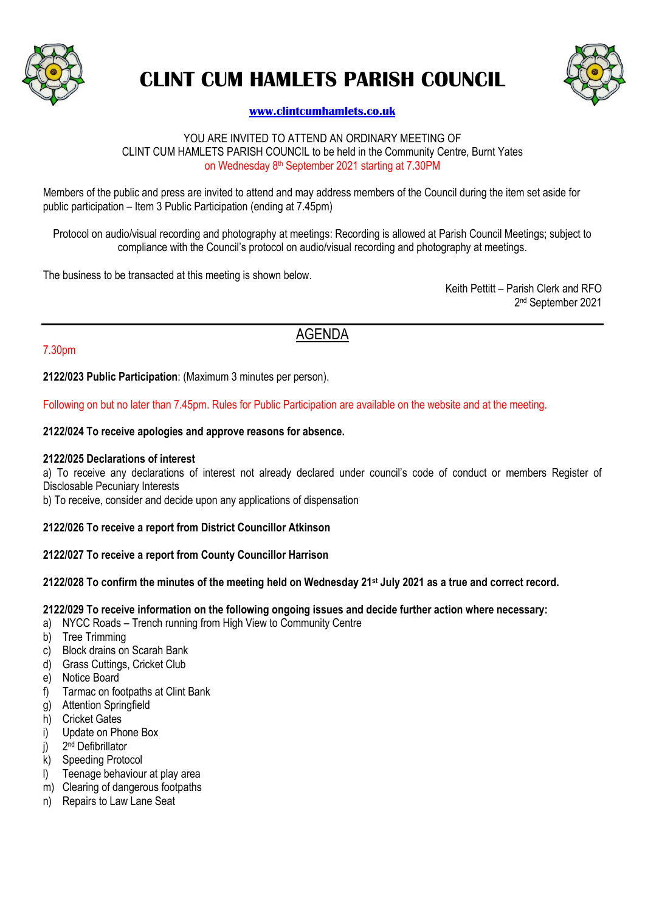# CLINT CUM HAMLETS PARISH COUNCIL

**www.clintcumhamlets.co.uk**

YOU ARE INVITED TO ATTEND AN ORDINARY MEETING OF
CLINT CUM HAMLETS PARISH COUNCIL to be held in the Community Centre, Burnt Yates
on Wednesday 8th September 2021 starting at 7.30PM

Members of the public and press are invited to attend and may address members of the Council during the item set aside for public participation – Item 3 Public Participation (ending at 7.45pm)

Protocol on audio/visual recording and photography at meetings: Recording is allowed at Parish Council Meetings; subject to compliance with the Council's protocol on audio/visual recording and photography at meetings.

The business to be transacted at this meeting is shown below.

Keith Pettitt – Parish Clerk and RFO
2nd September 2021

---

## AGENDA

7.30pm

**2122/023 Public Participation**: (Maximum 3 minutes per person).

Following on but no later than 7.45pm. Rules for Public Participation are available on the website and at the meeting.

**2122/024 To receive apologies and approve reasons for absence.**

**2122/025 Declarations of interest**

a) To receive any declarations of interest not already declared under council's code of conduct or members Register of Disclosable Pecuniary Interests

b) To receive, consider and decide upon any applications of dispensation

**2122/026 To receive a report from District Councillor Atkinson**

**2122/027 To receive a report from County Councillor Harrison**

**2122/028 To confirm the minutes of the meeting held on Wednesday 21st July 2021 as a true and correct record.**

**2122/029 To receive information on the following ongoing issues and decide further action where necessary:**

a) NYCC Roads – Trench running from High View to Community Centre
b) Tree Trimming
c) Block drains on Scarah Bank
d) Grass Cuttings, Cricket Club
e) Notice Board
f) Tarmac on footpaths at Clint Bank
g) Attention Springfield
h) Cricket Gates
i) Update on Phone Box
j) 2nd Defibrillator
k) Speeding Protocol
l) Teenage behaviour at play area
m) Clearing of dangerous footpaths
n) Repairs to Law Lane Seat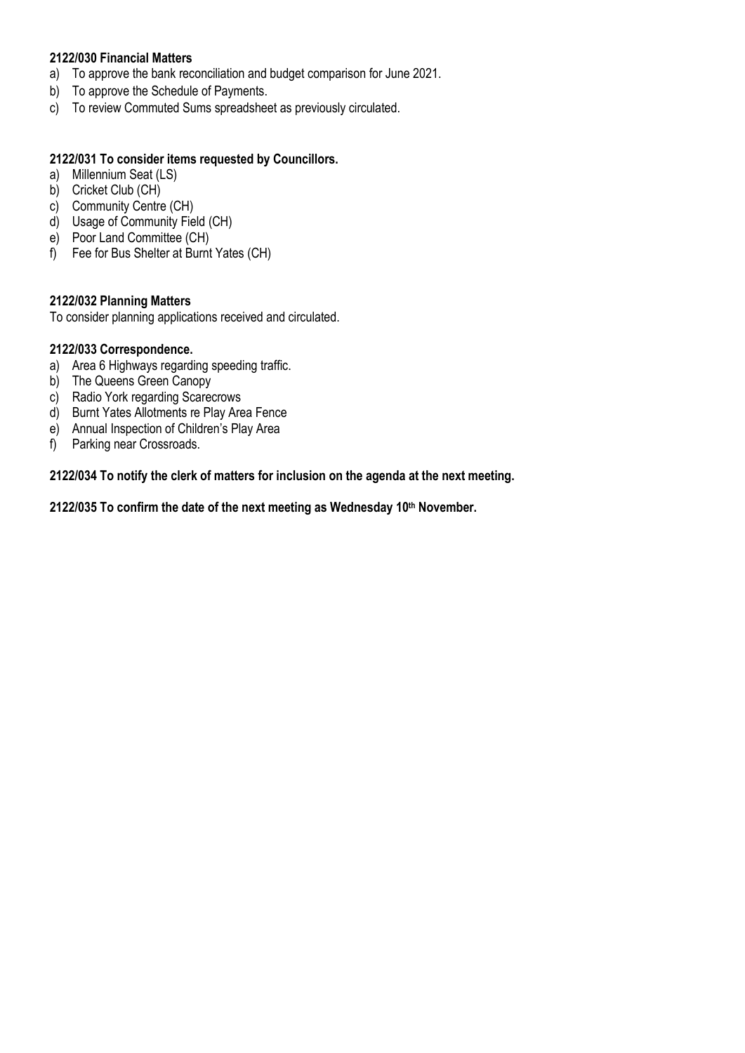**2122/030 Financial Matters**

a) To approve the bank reconciliation and budget comparison for June 2021.
b) To approve the Schedule of Payments.
c) To review Commuted Sums spreadsheet as previously circulated.

**2122/031 To consider items requested by Councillors.**

a) Millennium Seat (LS)
b) Cricket Club (CH)
c) Community Centre (CH)
d) Usage of Community Field (CH)
e) Poor Land Committee (CH)
f) Fee for Bus Shelter at Burnt Yates (CH)

**2122/032 Planning Matters**

To consider planning applications received and circulated.

**2122/033 Correspondence.**

a) Area 6 Highways regarding speeding traffic.
b) The Queens Green Canopy
c) Radio York regarding Scarecrows
d) Burnt Yates Allotments re Play Area Fence
e) Annual Inspection of Children's Play Area
f) Parking near Crossroads.

**2122/034 To notify the clerk of matters for inclusion on the agenda at the next meeting.**

**2122/035 To confirm the date of the next meeting as Wednesday 10th November.**